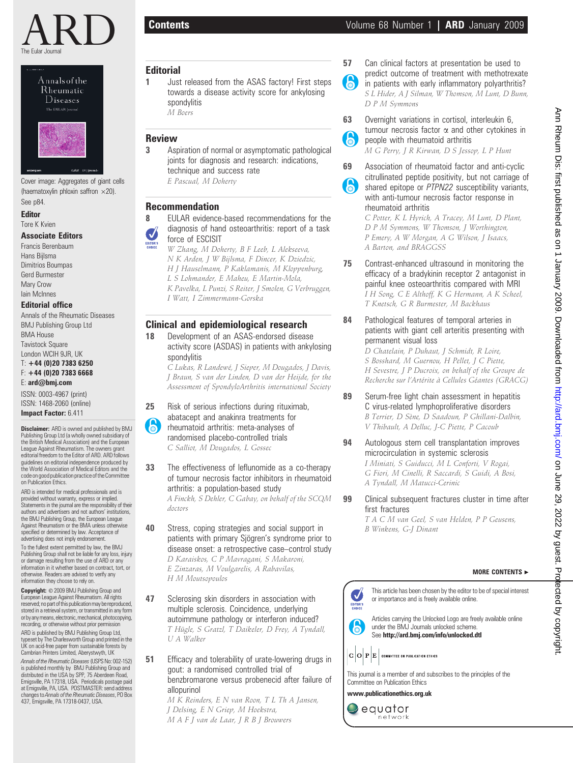# ARD

The Eular Journal

Cover image: Aggregates of giant cells (haematoxylin phloxin saffron ×20). See p84.

**Editor**

Tore K Kvien

**Associate Editors**

Francis Berenbaum
Hans Bijlsma
Dimitrios Boumpas
Gerd Burmester
Mary Crow
Iain McInnes

**Editorial office**

Annals of the Rheumatic Diseases
BMJ Publishing Group Ltd
BMA House
Tavistock Square
London WCIH 9JR, UK
T: **+44 (0)20 7383 6250**
F: **+44 (0)20 7383 6668**
E: **ard@bmj.com**
ISSN: 0003-4967 (print)
ISSN: 1468-2060 (online)
**Impact Factor:** 6.411

**Disclaimer:** ARD is owned and published by BMJ Publishing Group Ltd (a wholly owned subsidiary of the British Medical Association) and the European League Against Rheumatism. The owners grant editorial freedom to the Editor of ARD. ARD follows guidelines on editorial independence produced by the World Association of Medical Editors and the code on good publication practice of the Committee on Publication Ethics.

ARD is intended for medical professionals and is provided without warranty, express or implied. Statements in the journal are the responsibility of their authors and advertisers and not authors' institutions, the BMJ Publishing Group, the European League Against Rheumatism or the BMA unless otherwise specified or determined by law. Acceptance of advertising does not imply endorsement.

To the fullest extent permitted by law, the BMJ Publishing Group shall not be liable for any loss, injury or damage resulting from the use of ARD or any information in it whether based on contract, tort, or otherwise. Readers are advised to verify any information they choose to rely on.

**Copyright:** © 2009 BMJ Publishing Group and European League Against Rheumatism. All rights reserved; no part of this publication may be reproduced, stored in a retrieval system, or transmitted in any form or by any means, electronic, mechanical, photocopying, recording, or otherwise without prior permission

ARD is published by BMJ Publishing Group Ltd, typeset by The Charlesworth Group and printed in the UK on acid-free paper from sustainable forests by Cambrian Printers Limited, Aberystwyth, UK

*Annals of the Rheumatic Diseases* (USPS No: 002-152) is published monthly by BMJ Publishing Group and distributed in the USA by SPP, 75 Aberdeen Road, Emigsville, PA 17318, USA. Periodicals postage paid at Emigsville, PA, USA. POSTMASTER: send address changes to *Annals of the Rheumatic Diseases*, PO Box 437, Emigsville, PA 17318-0437, USA.

## Contents

## Editorial

**1** Just released from the ASAS factory! First steps towards a disease activity score for ankylosing spondylitis
*M Boers*

## Review

**3** Aspiration of normal or asymptomatic pathological joints for diagnosis and research: indications, technique and success rate
*E Pascual, M Doherty*

## Recommendation

**8** EULAR evidence-based recommendations for the diagnosis of hand osteoarthritis: report of a task force of ESCISIT
*W Zhang, M Doherty, B F Leeb, L Alekseeva, N K Arden, J W Bijlsma, F Dincer, K Dziedzic, H J Hauselmann, P Kaklamanis, M Kloppenburg, L S Lohmander, E Maheu, E Martin-Mola, K Pavelka, L Punzi, S Reiter, J Smolen, G Verbruggen, I Watt, I Zimmermann-Gorska*

## Clinical and epidemiological research

**18** Development of an ASAS-endorsed disease activity score (ASDAS) in patients with ankylosing spondylitis
*C Lukas, R Landewé, J Sieper, M Dougados, J Davis, J Braun, S van der Linden, D van der Heijde, for the Assessment of SpondyloArthritis international Society*

**25** Risk of serious infections during rituximab, abatacept and anakinra treatments for rheumatoid arthritis: meta-analyses of randomised placebo-controlled trials
*C Salliot, M Dougados, L Gossec*

**33** The effectiveness of leflunomide as a co-therapy of tumour necrosis factor inhibitors in rheumatoid arthritis: a population-based study
*A Finckh, S Dehler, C Gabay, on behalf of the SCQM doctors*

**40** Stress, coping strategies and social support in patients with primary Sjögren's syndrome prior to disease onset: a retrospective case–control study
*D Karaiskos, C P Mavragani, S Makaroni, E Zinzaras, M Voulgarelis, A Rabavilas, H M Moutsopoulos*

**47** Sclerosing skin disorders in association with multiple sclerosis. Coincidence, underlying autoimmune pathology or interferon induced?
*T Hügle, S Gratzl, T Daikeler, D Frey, A Tyndall, U A Walker*

**51** Efficacy and tolerability of urate-lowering drugs in gout: a randomised controlled trial of benzbromarone versus probenecid after failure of allopurinol
*M K Reinders, E N van Roon, T L Th A Jansen, J Delsing, E N Griep, M Hoekstra, M A F J van de Laar, J R B J Brouwers*

**57** Can clinical factors at presentation be used to predict outcome of treatment with methotrexate in patients with early inflammatory polyarthritis?
*S L Hider, A J Silman, W Thomson, M Lunt, D Bunn, D P M Symmons*

**63** Overnight variations in cortisol, interleukin 6, tumour necrosis factor α and other cytokines in people with rheumatoid arthritis
*M G Perry, J R Kirwan, D S Jessop, L P Hunt*

**69** Association of rheumatoid factor and anti-cyclic citrullinated peptide positivity, but not carriage of shared epitope or *PTPN22* susceptibility variants, with anti-tumour necrosis factor response in rheumatoid arthritis
*C Potter, K L Hyrich, A Tracey, M Lunt, D Plant, D P M Symmons, W Thomson, J Worthington, P Emery, A W Morgan, A G Wilson, J Isaacs, A Barton, and BRAGGSS*

**75** Contrast-enhanced ultrasound in monitoring the efficacy of a bradykinin receptor 2 antagonist in painful knee osteoarthritis compared with MRI
*I H Song, C E Althoff, K G Hermann, A K Scheel, T Knetsch, G R Burmester, M Backhaus*

**84** Pathological features of temporal arteries in patients with giant cell arteritis presenting with permanent visual loss
*D Chatelain, P Duhaut, J Schmidt, R Loire, S Bosshard, M Guernou, H Pellet, J C Piette, H Sevestre, J P Ducroix, on behalf of the Groupe de Recherche sur l'Artérite à Cellules Géantes (GRACG)*

**89** Serum-free light chain assessment in hepatitis C virus-related lymphoproliferative disorders
*B Terrier, D Sène, D Saadoun, P Ghillani-Dalbin, V Thibault, A Delluc, J-C Piette, P Cacoub*

**94** Autologous stem cell transplantation improves microcirculation in systemic sclerosis
*I Miniati, S Guiducci, M L Conforti, V Rogai, G Fiori, M Cinelli, R Saccardi, S Guidi, A Bosi, A Tyndall, M Matucci-Cerinic*

**99** Clinical subsequent fractures cluster in time after first fractures
*T A C M van Geel, S van Helden, P P Geusens, B Winkens, G-J Dinant*

**MORE CONTENTS ►**

This article has been chosen by the editor to be of special interest or importance and is freely available online.

Articles carrying the Unlocked Logo are freely available online under the BMJ Journals unlocked scheme.
See **http://ard.bmj.com/info/unlocked.dtl**

COPE — Committee on Publication Ethics

This journal is a member of and subscribes to the principles of the Committee on Publication Ethics

**www.publicationethics.org.uk**

equator network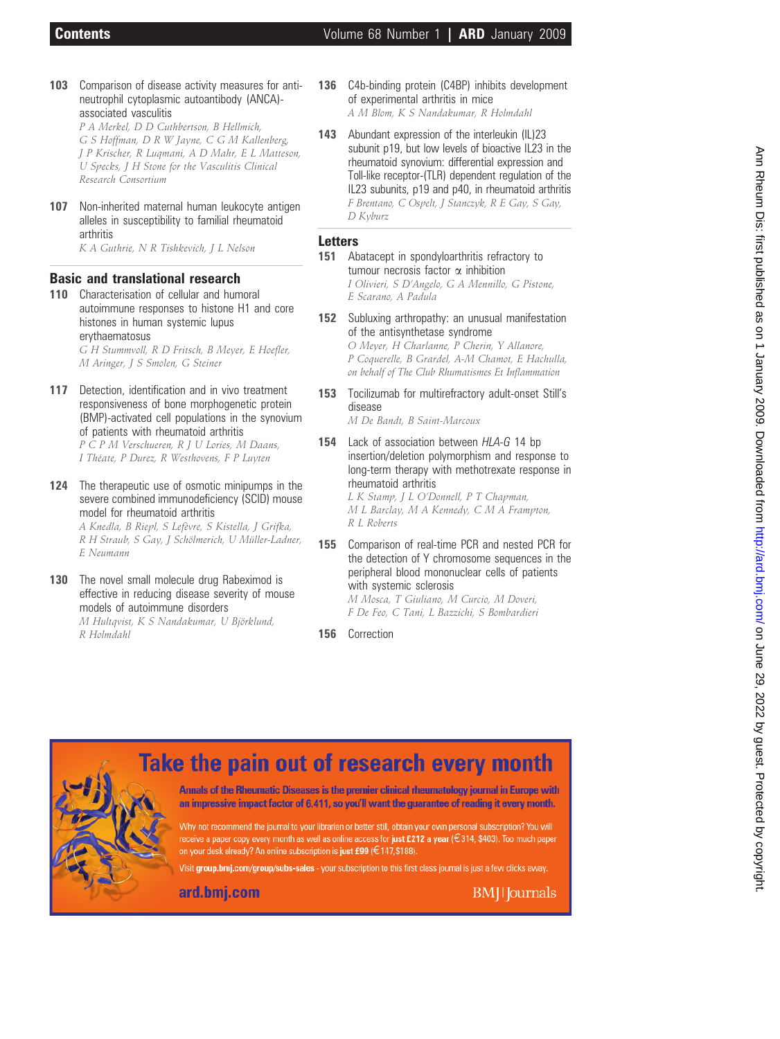103 Comparison of disease activity measures for anti-neutrophil cytoplasmic autoantibody (ANCA)-associated vasculitis
*P A Merkel, D D Cuthbertson, B Hellmich, G S Hoffman, D R W Jayne, C G M Kallenberg, J P Krischer, R Luqmani, A D Mahr, E L Matteson, U Specks, J H Stone for the Vasculitis Clinical Research Consortium*

107 Non-inherited maternal human leukocyte antigen alleles in susceptibility to familial rheumatoid arthritis
*K A Guthrie, N R Tishkevich, J L Nelson*

## Basic and translational research

110 Characterisation of cellular and humoral autoimmune responses to histone H1 and core histones in human systemic lupus erythaematosus
*G H Stummvoll, R D Fritsch, B Meyer, E Hoefler, M Aringer, J S Smolen, G Steiner*

117 Detection, identification and in vivo treatment responsiveness of bone morphogenetic protein (BMP)-activated cell populations in the synovium of patients with rheumatoid arthritis
*P C P M Verschueren, R J U Lories, M Daans, I Théate, P Durez, R Westhovens, F P Luyten*

124 The therapeutic use of osmotic minipumps in the severe combined immunodeficiency (SCID) mouse model for rheumatoid arthritis
*A Knedla, B Riepl, S Lefèvre, S Kistella, J Grifka, R H Straub, S Gay, J Schölmerich, U Müller-Ladner, E Neumann*

130 The novel small molecule drug Rabeximod is effective in reducing disease severity of mouse models of autoimmune disorders
*M Hultqvist, K S Nandakumar, U Björklund, R Holmdahl*

136 C4b-binding protein (C4BP) inhibits development of experimental arthritis in mice
*A M Blom, K S Nandakumar, R Holmdahl*

143 Abundant expression of the interleukin (IL)23 subunit p19, but low levels of bioactive IL23 in the rheumatoid synovium: differential expression and Toll-like receptor-(TLR) dependent regulation of the IL23 subunits, p19 and p40, in rheumatoid arthritis
*F Brentano, C Ospelt, J Stanczyk, R E Gay, S Gay, D Kyburz*

## Letters

151 Abatacept in spondyloarthritis refractory to tumour necrosis factor α inhibition
*I Olivieri, S D'Angelo, G A Mennillo, G Pistone, E Scarano, A Padula*

152 Subluxing arthropathy: an unusual manifestation of the antisynthetase syndrome
*O Meyer, H Charlanne, P Cherin, Y Allanore, P Coquerelle, B Grardel, A-M Chamot, E Hachulla, on behalf of The Club Rhumatismes Et Inflammation*

153 Tocilizumab for multirefractory adult-onset Still's disease
*M De Bandt, B Saint-Marcoux*

154 Lack of association between *HLA-G* 14 bp insertion/deletion polymorphism and response to long-term therapy with methotrexate response in rheumatoid arthritis
*L K Stamp, J L O'Donnell, P T Chapman, M L Barclay, M A Kennedy, C M A Frampton, R L Roberts*

155 Comparison of real-time PCR and nested PCR for the detection of Y chromosome sequences in the peripheral blood mononuclear cells of patients with systemic sclerosis
*M Mosca, T Giuliano, M Curcio, M Doveri, F De Feo, C Tani, L Bazzichi, S Bombardieri*

156 Correction

**Take the pain out of research every month**

**Annals of the Rheumatic Diseases is the premier clinical rheumatology journal in Europe with an impressive impact factor of 6.411, so you'll want the guarantee of reading it every month.**

Why not recommend the journal to your librarian or better still, obtain your own personal subscription? You will receive a paper copy every month as well as online access for **just £212 a year** (€314, $403). Too much paper on your desk already? An online subscription is **just £99** (€147,$188).

Visit **group.bmj.com/group/subs-sales** - your subscription to this first class journal is just a few clicks away.

**ard.bmj.com**

BMJ|Journals

Ann Rheum Dis: first published as on 1 January 2009. Downloaded from http://ard.bmj.com/ on June 29, 2022 by guest. Protected by copyright.